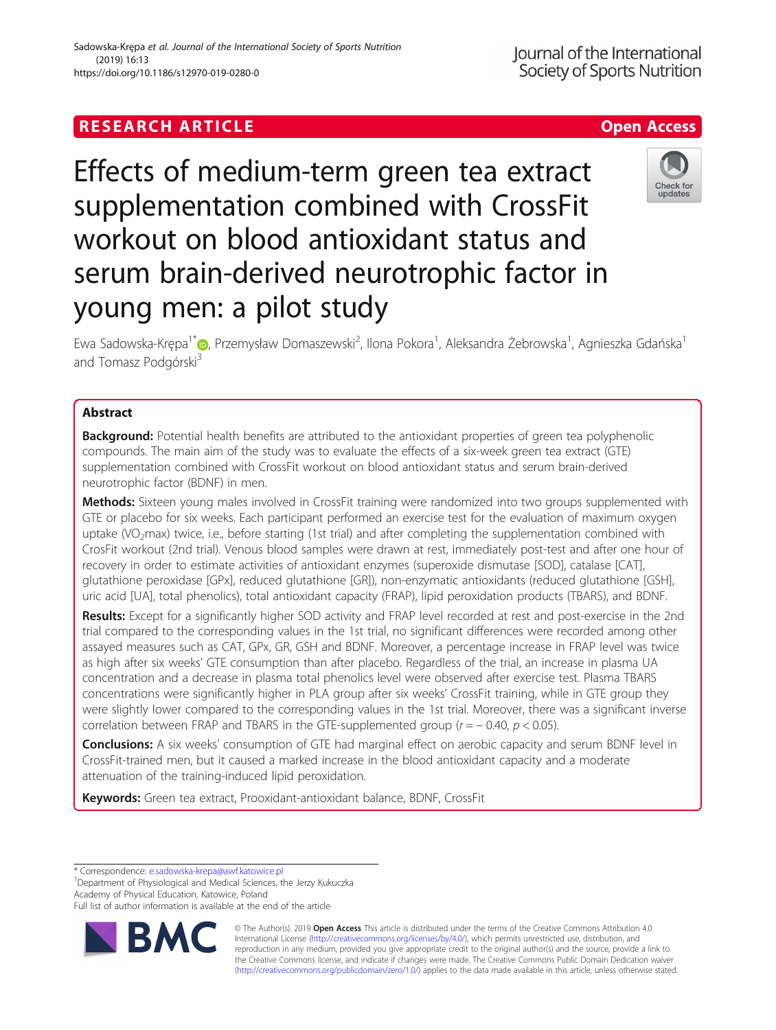RESEARCH ARTICLE

Open Access

# Effects of medium-term green tea extract supplementation combined with CrossFit workout on blood antioxidant status and serum brain-derived neurotrophic factor in young men: a pilot study

Ewa Sadowska-Krępa[1*], Przemysław Domaszewski[2], Ilona Pokora[1], Aleksandra Żebrowska[1], Agnieszka Gdańska[1] and Tomasz Podgórski[3]

## Abstract

**Background:** Potential health benefits are attributed to the antioxidant properties of green tea polyphenolic compounds. The main aim of the study was to evaluate the effects of a six-week green tea extract (GTE) supplementation combined with CrossFit workout on blood antioxidant status and serum brain-derived neurotrophic factor (BDNF) in men.

**Methods:** Sixteen young males involved in CrossFit training were randomized into two groups supplemented with GTE or placebo for six weeks. Each participant performed an exercise test for the evaluation of maximum oxygen uptake ($VO_2max$) twice, i.e., before starting (1st trial) and after completing the supplementation combined with CrosFit workout (2nd trial). Venous blood samples were drawn at rest, immediately post-test and after one hour of recovery in order to estimate activities of antioxidant enzymes (superoxide dismutase [SOD], catalase [CAT], glutathione peroxidase [GPx], reduced glutathione [GR]), non-enzymatic antioxidants (reduced glutathione [GSH], uric acid [UA], total phenolics), total antioxidant capacity (FRAP), lipid peroxidation products (TBARS), and BDNF.

**Results:** Except for a significantly higher SOD activity and FRAP level recorded at rest and post-exercise in the 2nd trial compared to the corresponding values in the 1st trial, no significant differences were recorded among other assayed measures such as CAT, GPx, GR, GSH and BDNF. Moreover, a percentage increase in FRAP level was twice as high after six weeks' GTE consumption than after placebo. Regardless of the trial, an increase in plasma UA concentration and a decrease in plasma total phenolics level were observed after exercise test. Plasma TBARS concentrations were significantly higher in PLA group after six weeks' CrossFit training, while in GTE group they were slightly lower compared to the corresponding values in the 1st trial. Moreover, there was a significant inverse correlation between FRAP and TBARS in the GTE-supplemented group ($r = -0.40$, $p < 0.05$).

**Conclusions:** A six weeks' consumption of GTE had marginal effect on aerobic capacity and serum BDNF level in CrossFit-trained men, but it caused a marked increase in the blood antioxidant capacity and a moderate attenuation of the training-induced lipid peroxidation.

**Keywords:** Green tea extract, Prooxidant-antioxidant balance, BDNF, CrossFit

\* Correspondence: e.sadowska-krepa@awf.katowice.pl
[1]Department of Physiological and Medical Sciences, the Jerzy Kukuczka Academy of Physical Education, Katowice, Poland
Full list of author information is available at the end of the article

© The Author(s). 2019 **Open Access** This article is distributed under the terms of the Creative Commons Attribution 4.0 International License (http://creativecommons.org/licenses/by/4.0/), which permits unrestricted use, distribution, and reproduction in any medium, provided you give appropriate credit to the original author(s) and the source, provide a link to the Creative Commons license, and indicate if changes were made. The Creative Commons Public Domain Dedication waiver (http://creativecommons.org/publicdomain/zero/1.0/) applies to the data made available in this article, unless otherwise stated.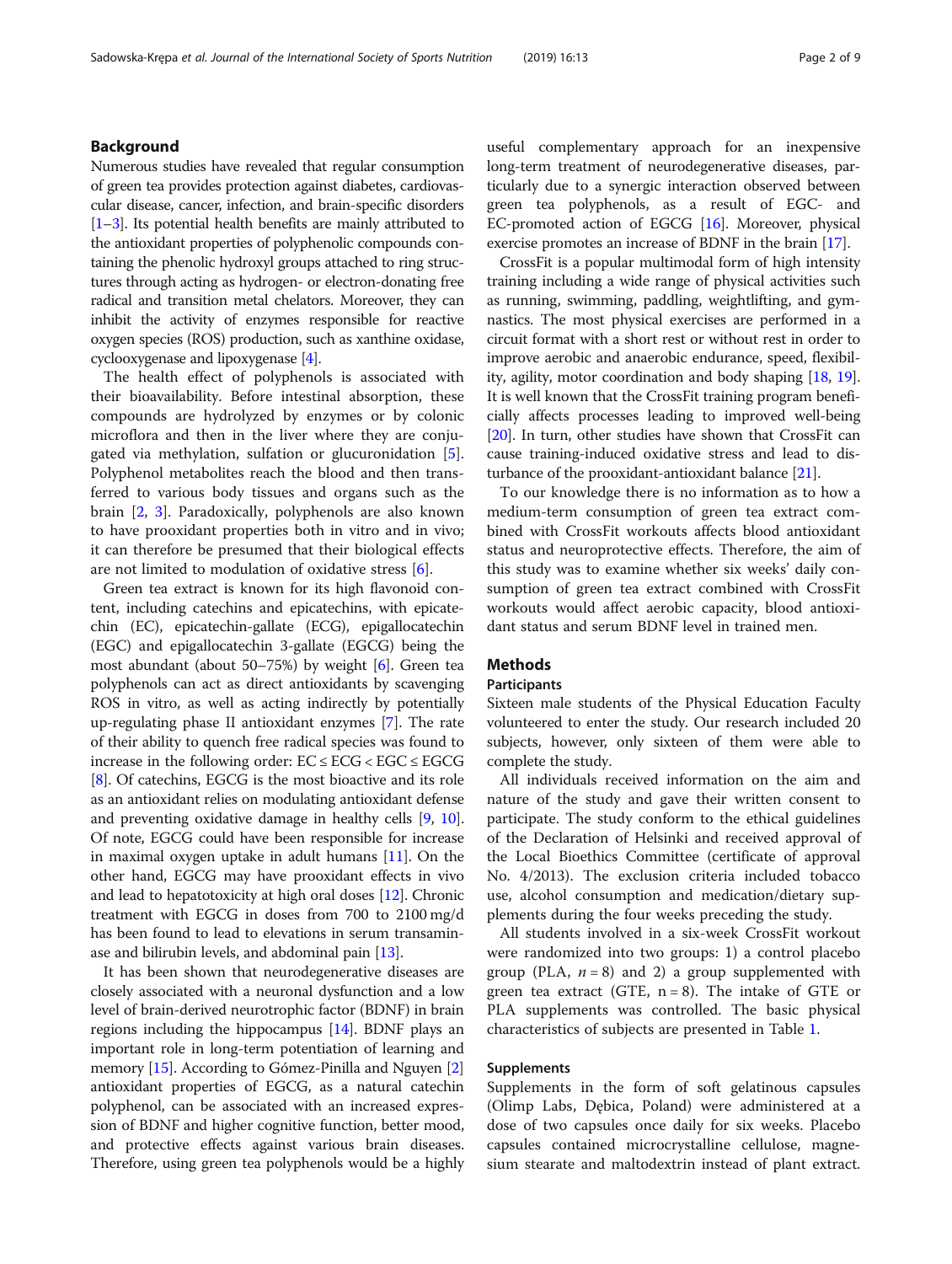## Background

Numerous studies have revealed that regular consumption of green tea provides protection against diabetes, cardiovascular disease, cancer, infection, and brain-specific disorders [1–3]. Its potential health benefits are mainly attributed to the antioxidant properties of polyphenolic compounds containing the phenolic hydroxyl groups attached to ring structures through acting as hydrogen- or electron-donating free radical and transition metal chelators. Moreover, they can inhibit the activity of enzymes responsible for reactive oxygen species (ROS) production, such as xanthine oxidase, cyclooxygenase and lipoxygenase [4].

The health effect of polyphenols is associated with their bioavailability. Before intestinal absorption, these compounds are hydrolyzed by enzymes or by colonic microflora and then in the liver where they are conjugated via methylation, sulfation or glucuronidation [5]. Polyphenol metabolites reach the blood and then transferred to various body tissues and organs such as the brain [2, 3]. Paradoxically, polyphenols are also known to have prooxidant properties both in vitro and in vivo; it can therefore be presumed that their biological effects are not limited to modulation of oxidative stress [6].

Green tea extract is known for its high flavonoid content, including catechins and epicatechins, with epicatechin (EC), epicatechin-gallate (ECG), epigallocatechin (EGC) and epigallocatechin 3-gallate (EGCG) being the most abundant (about 50–75%) by weight [6]. Green tea polyphenols can act as direct antioxidants by scavenging ROS in vitro, as well as acting indirectly by potentially up-regulating phase II antioxidant enzymes [7]. The rate of their ability to quench free radical species was found to increase in the following order: EC ≤ ECG < EGC ≤ EGCG [8]. Of catechins, EGCG is the most bioactive and its role as an antioxidant relies on modulating antioxidant defense and preventing oxidative damage in healthy cells [9, 10]. Of note, EGCG could have been responsible for increase in maximal oxygen uptake in adult humans [11]. On the other hand, EGCG may have prooxidant effects in vivo and lead to hepatotoxicity at high oral doses [12]. Chronic treatment with EGCG in doses from 700 to 2100 mg/d has been found to lead to elevations in serum transaminase and bilirubin levels, and abdominal pain [13].

It has been shown that neurodegenerative diseases are closely associated with a neuronal dysfunction and a low level of brain-derived neurotrophic factor (BDNF) in brain regions including the hippocampus [14]. BDNF plays an important role in long-term potentiation of learning and memory [15]. According to Gómez-Pinilla and Nguyen [2] antioxidant properties of EGCG, as a natural catechin polyphenol, can be associated with an increased expression of BDNF and higher cognitive function, better mood, and protective effects against various brain diseases. Therefore, using green tea polyphenols would be a highly useful complementary approach for an inexpensive long-term treatment of neurodegenerative diseases, particularly due to a synergic interaction observed between green tea polyphenols, as a result of EGC- and EC-promoted action of EGCG [16]. Moreover, physical exercise promotes an increase of BDNF in the brain [17].

CrossFit is a popular multimodal form of high intensity training including a wide range of physical activities such as running, swimming, paddling, weightlifting, and gymnastics. The most physical exercises are performed in a circuit format with a short rest or without rest in order to improve aerobic and anaerobic endurance, speed, flexibility, agility, motor coordination and body shaping [18, 19]. It is well known that the CrossFit training program beneficially affects processes leading to improved well-being [20]. In turn, other studies have shown that CrossFit can cause training-induced oxidative stress and lead to disturbance of the prooxidant-antioxidant balance [21].

To our knowledge there is no information as to how a medium-term consumption of green tea extract combined with CrossFit workouts affects blood antioxidant status and neuroprotective effects. Therefore, the aim of this study was to examine whether six weeks' daily consumption of green tea extract combined with CrossFit workouts would affect aerobic capacity, blood antioxidant status and serum BDNF level in trained men.

## Methods

### Participants

Sixteen male students of the Physical Education Faculty volunteered to enter the study. Our research included 20 subjects, however, only sixteen of them were able to complete the study.

All individuals received information on the aim and nature of the study and gave their written consent to participate. The study conform to the ethical guidelines of the Declaration of Helsinki and received approval of the Local Bioethics Committee (certificate of approval No. 4/2013). The exclusion criteria included tobacco use, alcohol consumption and medication/dietary supplements during the four weeks preceding the study.

All students involved in a six-week CrossFit workout were randomized into two groups: 1) a control placebo group (PLA, $n = 8$) and 2) a group supplemented with green tea extract (GTE, n = 8). The intake of GTE or PLA supplements was controlled. The basic physical characteristics of subjects are presented in Table 1.

### Supplements

Supplements in the form of soft gelatinous capsules (Olimp Labs, Dębica, Poland) were administered at a dose of two capsules once daily for six weeks. Placebo capsules contained microcrystalline cellulose, magnesium stearate and maltodextrin instead of plant extract.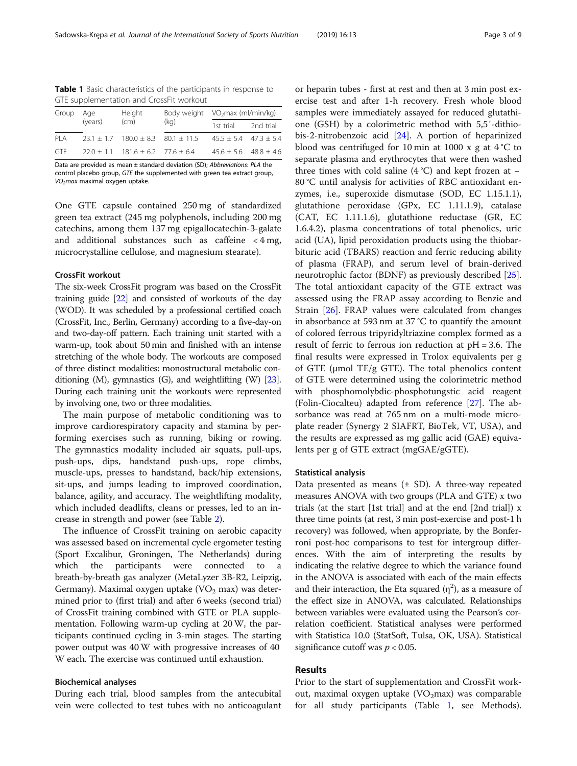**Table 1** Basic characteristics of the participants in response to GTE supplementation and CrossFit workout

| Group | Age (years) | Height (cm) | Body weight (kg) | $VO_2max$ (ml/min/kg) | |
|---|---|---|---|---|---|
| | | | | 1st trial | 2nd trial |
| PLA | 23.1 ± 1.7 | 180.0 ± 8.3 | 80.1 ± 11.5 | 45.5 ± 5.4 | 47.3 ± 5.4 |
| GTE | 22.0 ± 1.1 | 181.6 ± 6.2 | 77.6 ± 6.4 | 45.6 ± 5.6 | 48.8 ± 4.6 |

Data are provided as mean ± standard deviation (SD); *Abbreviations*: *PLA* the control placebo group, *GTE* the supplemented with green tea extract group, *$VO_2max$* maximal oxygen uptake.

One GTE capsule contained 250 mg of standardized green tea extract (245 mg polyphenols, including 200 mg catechins, among them 137 mg epigallocatechin-3-galate and additional substances such as caffeine < 4 mg, microcrystalline cellulose, and magnesium stearate).

### CrossFit workout

The six-week CrossFit program was based on the CrossFit training guide [22] and consisted of workouts of the day (WOD). It was scheduled by a professional certified coach (CrossFit, Inc., Berlin, Germany) according to a five-day-on and two-day-off pattern. Each training unit started with a warm-up, took about 50 min and finished with an intense stretching of the whole body. The workouts are composed of three distinct modalities: monostructural metabolic conditioning (M), gymnastics (G), and weightlifting (W) [23]. During each training unit the workouts were represented by involving one, two or three modalities.

The main purpose of metabolic conditioning was to improve cardiorespiratory capacity and stamina by performing exercises such as running, biking or rowing. The gymnastics modality included air squats, pull-ups, push-ups, dips, handstand push-ups, rope climbs, muscle-ups, presses to handstand, back/hip extensions, sit-ups, and jumps leading to improved coordination, balance, agility, and accuracy. The weightlifting modality, which included deadlifts, cleans or presses, led to an increase in strength and power (see Table 2).

The influence of CrossFit training on aerobic capacity was assessed based on incremental cycle ergometer testing (Sport Excalibur, Groningen, The Netherlands) during which the participants were connected to a breath-by-breath gas analyzer (MetaLyzer 3B-R2, Leipzig, Germany). Maximal oxygen uptake ($VO_2$ max) was determined prior to (first trial) and after 6 weeks (second trial) of CrossFit training combined with GTE or PLA supplementation. Following warm-up cycling at 20 W, the participants continued cycling in 3-min stages. The starting power output was 40 W with progressive increases of 40 W each. The exercise was continued until exhaustion.

### Biochemical analyses

During each trial, blood samples from the antecubital vein were collected to test tubes with no anticoagulant or heparin tubes - first at rest and then at 3 min post exercise test and after 1-h recovery. Fresh whole blood samples were immediately assayed for reduced glutathione (GSH) by a colorimetric method with 5,5′-dithiobis-2-nitrobenzoic acid [24]. A portion of heparinized blood was centrifuged for 10 min at 1000 x g at 4 °C to separate plasma and erythrocytes that were then washed three times with cold saline (4 °C) and kept frozen at −80 °C until analysis for activities of RBC antioxidant enzymes, i.e., superoxide dismutase (SOD, EC 1.15.1.1), glutathione peroxidase (GPx, EC 1.11.1.9), catalase (CAT, EC 1.11.1.6), glutathione reductase (GR, EC 1.6.4.2), plasma concentrations of total phenolics, uric acid (UA), lipid peroxidation products using the thiobarbituric acid (TBARS) reaction and ferric reducing ability of plasma (FRAP), and serum level of brain-derived neurotrophic factor (BDNF) as previously described [25]. The total antioxidant capacity of the GTE extract was assessed using the FRAP assay according to Benzie and Strain [26]. FRAP values were calculated from changes in absorbance at 593 nm at 37 °C to quantify the amount of colored ferrous tripyridyltriazine complex formed as a result of ferric to ferrous ion reduction at pH = 3.6. The final results were expressed in Trolox equivalents per g of GTE (μmol TE/g GTE). The total phenolics content of GTE were determined using the colorimetric method with phosphomolybdic-phosphotungstic acid reagent (Folin-Ciocalteu) adapted from reference [27]. The absorbance was read at 765 nm on a multi-mode microplate reader (Synergy 2 SIAFRT, BioTek, VT, USA), and the results are expressed as mg gallic acid (GAE) equivalents per g of GTE extract (mgGAE/gGTE).

### Statistical analysis

Data presented as means (± SD). A three-way repeated measures ANOVA with two groups (PLA and GTE) x two trials (at the start [1st trial] and at the end [2nd trial]) x three time points (at rest, 3 min post-exercise and post-1 h recovery) was followed, when appropriate, by the Bonferroni post-hoc comparisons to test for intergroup differences. With the aim of interpreting the results by indicating the relative degree to which the variance found in the ANOVA is associated with each of the main effects and their interaction, the Eta squared ($\eta^2$), as a measure of the effect size in ANOVA, was calculated. Relationships between variables were evaluated using the Pearson's correlation coefficient. Statistical analyses were performed with Statistica 10.0 (StatSoft, Tulsa, OK, USA). Statistical significance cutoff was $p < 0.05$.

## Results

Prior to the start of supplementation and CrossFit workout, maximal oxygen uptake ($VO_2max$) was comparable for all study participants (Table 1, see Methods).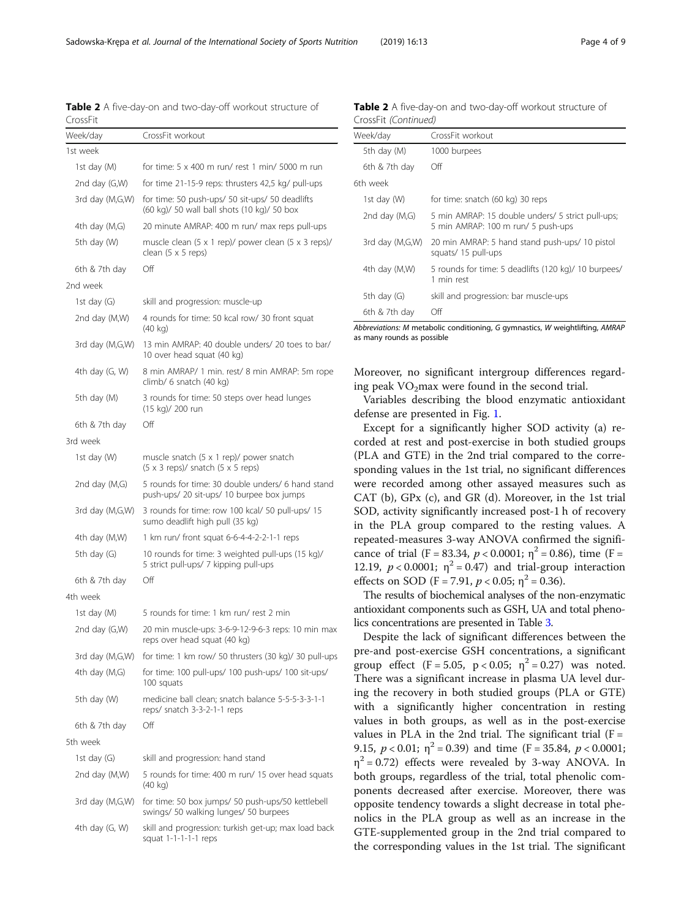**Table 2** A five-day-on and two-day-off workout structure of CrossFit

| Week/day | CrossFit workout |
|---|---|
| 1st week | |
| 1st day (M) | for time: 5 x 400 m run/ rest 1 min/ 5000 m run |
| 2nd day (G,W) | for time 21-15-9 reps: thrusters 42,5 kg/ pull-ups |
| 3rd day (M,G,W) | for time: 50 push-ups/ 50 sit-ups/ 50 deadlifts (60 kg)/ 50 wall ball shots (10 kg)/ 50 box |
| 4th day (M,G) | 20 minute AMRAP: 400 m run/ max reps pull-ups |
| 5th day (W) | muscle clean (5 x 1 rep)/ power clean (5 x 3 reps)/ clean (5 x 5 reps) |
| 6th & 7th day | Off |
| 2nd week | |
| 1st day (G) | skill and progression: muscle-up |
| 2nd day (M,W) | 4 rounds for time: 50 kcal row/ 30 front squat (40 kg) |
| 3rd day (M,G,W) | 13 min AMRAP: 40 double unders/ 20 toes to bar/ 10 over head squat (40 kg) |
| 4th day (G, W) | 8 min AMRAP/ 1 min. rest/ 8 min AMRAP: 5m rope climb/ 6 snatch (40 kg) |
| 5th day (M) | 3 rounds for time: 50 steps over head lunges (15 kg)/ 200 run |
| 6th & 7th day | Off |
| 3rd week | |
| 1st day (W) | muscle snatch (5 x 1 rep)/ power snatch (5 x 3 reps)/ snatch (5 x 5 reps) |
| 2nd day (M,G) | 5 rounds for time: 30 double unders/ 6 hand stand push-ups/ 20 sit-ups/ 10 burpee box jumps |
| 3rd day (M,G,W) | 3 rounds for time: row 100 kcal/ 50 pull-ups/ 15 sumo deadlift high pull (35 kg) |
| 4th day (M,W) | 1 km run/ front squat 6-6-4-4-2-2-1-1 reps |
| 5th day (G) | 10 rounds for time: 3 weighted pull-ups (15 kg)/ 5 strict pull-ups/ 7 kipping pull-ups |
| 6th & 7th day | Off |
| 4th week | |
| 1st day (M) | 5 rounds for time: 1 km run/ rest 2 min |
| 2nd day (G,W) | 20 min muscle-ups: 3-6-9-12-9-6-3 reps: 10 min max reps over head squat (40 kg) |
| 3rd day (M,G,W) | for time: 1 km row/ 50 thrusters (30 kg)/ 30 pull-ups |
| 4th day (M,G) | for time: 100 pull-ups/ 100 push-ups/ 100 sit-ups/ 100 squats |
| 5th day (W) | medicine ball clean; snatch balance 5-5-5-3-3-1-1 reps/ snatch 3-3-2-1-1 reps |
| 6th & 7th day | Off |
| 5th week | |
| 1st day (G) | skill and progression: hand stand |
| 2nd day (M,W) | 5 rounds for time: 400 m run/ 15 over head squats (40 kg) |
| 3rd day (M,G,W) | for time: 50 box jumps/ 50 push-ups/50 kettlebell swings/ 50 walking lunges/ 50 burpees |
| 4th day (G, W) | skill and progression: turkish get-up; max load back squat 1-1-1-1-1 reps |
| 5th day (M) | 1000 burpees |
| 6th & 7th day | Off |
| 6th week | |
| 1st day (W) | for time: snatch (60 kg) 30 reps |
| 2nd day (M,G) | 5 min AMRAP: 15 double unders/ 5 strict pull-ups; 5 min AMRAP: 100 m run/ 5 push-ups |
| 3rd day (M,G,W) | 20 min AMRAP: 5 hand stand push-ups/ 10 pistol squats/ 15 pull-ups |
| 4th day (M,W) | 5 rounds for time: 5 deadlifts (120 kg)/ 10 burpees/ 1 min rest |
| 5th day (G) | skill and progression: bar muscle-ups |
| 6th & 7th day | Off |

*Abbreviations: M* metabolic conditioning, *G* gymnastics, *W* weightlifting, *AMRAP* as many rounds as possible

Moreover, no significant intergroup differences regarding peak $VO_2$max were found in the second trial.

Variables describing the blood enzymatic antioxidant defense are presented in Fig. 1.

Except for a significantly higher SOD activity (a) recorded at rest and post-exercise in both studied groups (PLA and GTE) in the 2nd trial compared to the corresponding values in the 1st trial, no significant differences were recorded among other assayed measures such as CAT (b), GPx (c), and GR (d). Moreover, in the 1st trial SOD, activity significantly increased post-1 h of recovery in the PLA group compared to the resting values. A repeated-measures 3-way ANOVA confirmed the significance of trial ($F = 83.34$, $p < 0.0001$; $\eta^2 = 0.86$), time ($F = 12.19$, $p < 0.0001$; $\eta^2 = 0.47$) and trial-group interaction effects on SOD ($F = 7.91$, $p < 0.05$; $\eta^2 = 0.36$).

The results of biochemical analyses of the non-enzymatic antioxidant components such as GSH, UA and total phenolics concentrations are presented in Table 3.

Despite the lack of significant differences between the pre-and post-exercise GSH concentrations, a significant group effect ($F = 5.05$, $p < 0.05$; $\eta^2 = 0.27$) was noted. There was a significant increase in plasma UA level during the recovery in both studied groups (PLA or GTE) with a significantly higher concentration in resting values in both groups, as well as in the post-exercise values in PLA in the 2nd trial. The significant trial ($F = 9.15$, $p < 0.01$; $\eta^2 = 0.39$) and time ($F = 35.84$, $p < 0.0001$; $\eta^2 = 0.72$) effects were revealed by 3-way ANOVA. In both groups, regardless of the trial, total phenolic components decreased after exercise. Moreover, there was opposite tendency towards a slight decrease in total phenolics in the PLA group as well as an increase in the GTE-supplemented group in the 2nd trial compared to the corresponding values in the 1st trial. The significant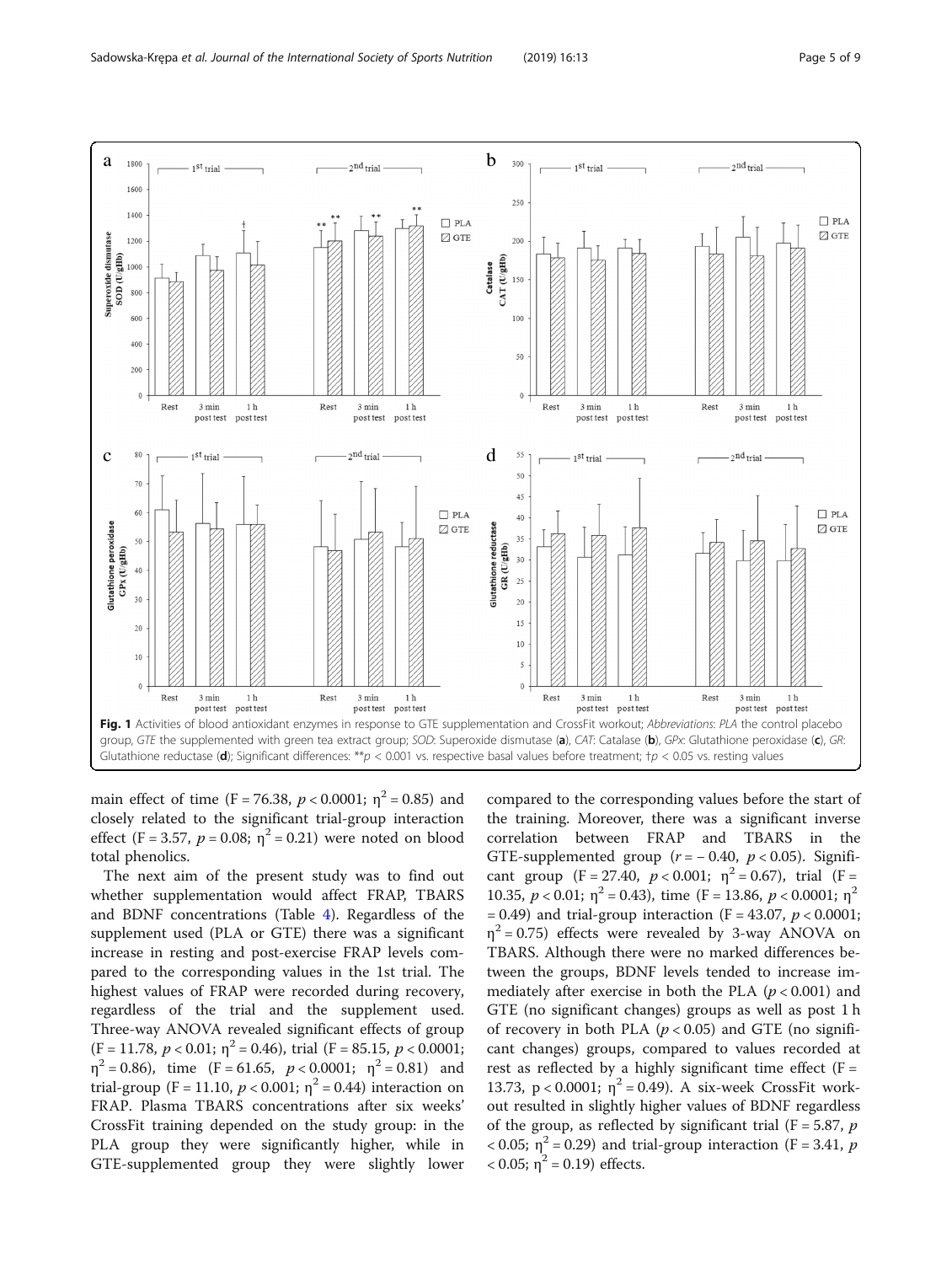Fig. 1 Activities of blood antioxidant enzymes in response to GTE supplementation and CrossFit workout; *Abbreviations*: *PLA* the control placebo group, *GTE* the supplemented with green tea extract group; *SOD*: Superoxide dismutase (**a**), *CAT*: Catalase (**b**), *GPx*: Glutathione peroxidase (**c**), *GR*: Glutathione reductase (**d**); Significant differences: \*\*$p$ < 0.001 vs. respective basal values before treatment; †$p$ < 0.05 vs. resting values

main effect of time ($F = 76.38$, $p < 0.0001$; $\eta^2 = 0.85$) and closely related to the significant trial-group interaction effect ($F = 3.57$, $p = 0.08$; $\eta^2 = 0.21$) were noted on blood total phenolics.

The next aim of the present study was to find out whether supplementation would affect FRAP, TBARS and BDNF concentrations (Table 4). Regardless of the supplement used (PLA or GTE) there was a significant increase in resting and post-exercise FRAP levels compared to the corresponding values in the 1st trial. The highest values of FRAP were recorded during recovery, regardless of the trial and the supplement used. Three-way ANOVA revealed significant effects of group ($F = 11.78$, $p < 0.01$; $\eta^2 = 0.46$), trial ($F = 85.15$, $p < 0.0001$; $\eta^2 = 0.86$), time ($F = 61.65$, $p < 0.0001$; $\eta^2 = 0.81$) and trial-group ($F = 11.10$, $p < 0.001$; $\eta^2 = 0.44$) interaction on FRAP. Plasma TBARS concentrations after six weeks' CrossFit training depended on the study group: in the PLA group they were significantly higher, while in GTE-supplemented group they were slightly lower compared to the corresponding values before the start of the training. Moreover, there was a significant inverse correlation between FRAP and TBARS in the GTE-supplemented group ($r = -0.40$, $p < 0.05$). Significant group ($F = 27.40$, $p < 0.001$; $\eta^2 = 0.67$), trial ($F = 10.35$, $p < 0.01$; $\eta^2 = 0.43$), time ($F = 13.86$, $p < 0.0001$; $\eta^2 = 0.49$) and trial-group interaction ($F = 43.07$, $p < 0.0001$; $\eta^2 = 0.75$) effects were revealed by 3-way ANOVA on TBARS. Although there were no marked differences between the groups, BDNF levels tended to increase immediately after exercise in both the PLA ($p < 0.001$) and GTE (no significant changes) groups as well as post 1 h of recovery in both PLA ($p < 0.05$) and GTE (no significant changes) groups, compared to values recorded at rest as reflected by a highly significant time effect ($F = 13.73$, $p < 0.0001$; $\eta^2 = 0.49$). A six-week CrossFit workout resulted in slightly higher values of BDNF regardless of the group, as reflected by significant trial ($F = 5.87$, $p < 0.05$; $\eta^2 = 0.29$) and trial-group interaction ($F = 3.41$, $p < 0.05$; $\eta^2 = 0.19$) effects.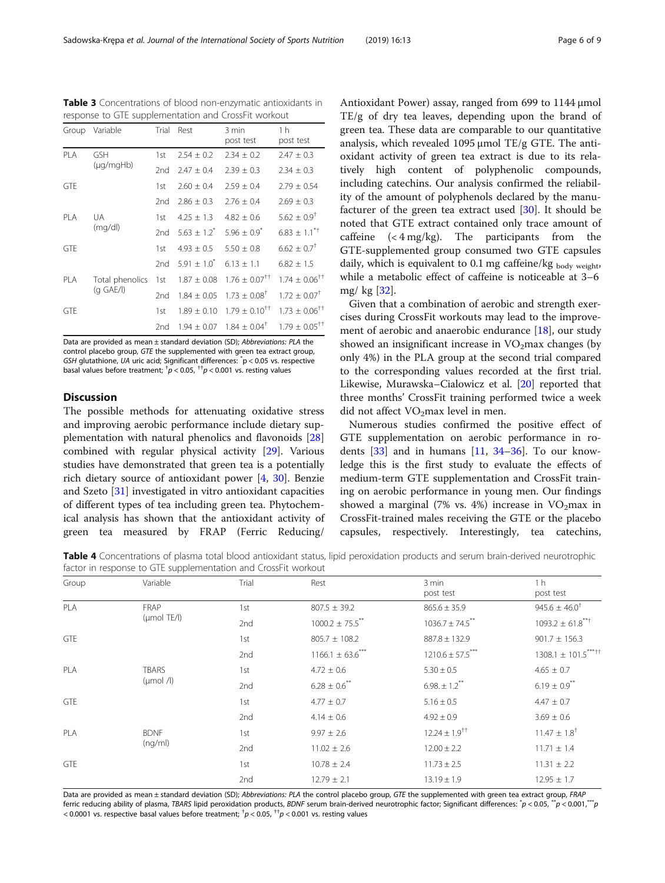**Table 3** Concentrations of blood non-enzymatic antioxidants in response to GTE supplementation and CrossFit workout

| Group | Variable | Trial | Rest | 3 min post test | 1 h post test |
|---|---|---|---|---|---|
| PLA | GSH (μg/mgHb) | 1st | 2.54 ± 0.2 | 2.34 ± 0.2 | 2.47 ± 0.3 |
| | | 2nd | 2.47 ± 0.4 | 2.39 ± 0.3 | 2.34 ± 0.3 |
| GTE | | 1st | 2.60 ± 0.4 | 2.59 ± 0.4 | 2.79 ± 0.54 |
| | | 2nd | 2.86 ± 0.3 | 2.76 ± 0.4 | 2.69 ± 0.3 |
| PLA | UA (mg/dl) | 1st | 4.25 ± 1.3 | 4.82 ± 0.6 | 5.62 ± 0.9[†] |
| | | 2nd | 5.63 ± 1.2[*] | 5.96 ± 0.9[*] | 6.83 ± 1.1[*†] |
| GTE | | 1st | 4.93 ± 0.5 | 5.50 ± 0.8 | 6.62 ± 0.7[†] |
| | | 2nd | 5.91 ± 1.0[*] | 6.13 ± 1.1 | 6.82 ± 1.5 |
| PLA | Total phenolics (g GAE/l) | 1st | 1.87 ± 0.08 | 1.76 ± 0.07[††] | 1.74 ± 0.06[††] |
| | | 2nd | 1.84 ± 0.05 | 1.73 ± 0.08[†] | 1.72 ± 0.07[†] |
| GTE | | 1st | 1.89 ± 0.10 | 1.79 ± 0.10[††] | 1.73 ± 0.06[††] |
| | | 2nd | 1.94 ± 0.07 | 1.84 ± 0.04[†] | 1.79 ± 0.05[††] |

Data are provided as mean ± standard deviation (SD); *Abbreviations: PLA* the control placebo group, *GTE* the supplemented with green tea extract group, *GSH* glutathione, *UA* uric acid; Significant differences: [*]$p < 0.05$ vs. respective basal values before treatment; [†]$p < 0.05$, [††]$p < 0.001$ vs. resting values

## Discussion

The possible methods for attenuating oxidative stress and improving aerobic performance include dietary supplementation with natural phenolics and flavonoids [28] combined with regular physical activity [29]. Various studies have demonstrated that green tea is a potentially rich dietary source of antioxidant power [4, 30]. Benzie and Szeto [31] investigated in vitro antioxidant capacities of different types of tea including green tea. Phytochemical analysis has shown that the antioxidant activity of green tea measured by FRAP (Ferric Reducing/Antioxidant Power) assay, ranged from 699 to 1144 μmol TE/g of dry tea leaves, depending upon the brand of green tea. These data are comparable to our quantitative analysis, which revealed 1095 μmol TE/g GTE. The antioxidant activity of green tea extract is due to its relatively high content of polyphenolic compounds, including catechins. Our analysis confirmed the reliability of the amount of polyphenols declared by the manufacturer of the green tea extract used [30]. It should be noted that GTE extract contained only trace amount of caffeine (< 4 mg/kg). The participants from the GTE-supplemented group consumed two GTE capsules daily, which is equivalent to 0.1 mg caffeine/kg $_{\text{body weight}}$, while a metabolic effect of caffeine is noticeable at 3–6 mg/ kg [32].

Given that a combination of aerobic and strength exercises during CrossFit workouts may lead to the improvement of aerobic and anaerobic endurance [18], our study showed an insignificant increase in $VO_2$max changes (by only 4%) in the PLA group at the second trial compared to the corresponding values recorded at the first trial. Likewise, Murawska–Cialowicz et al. [20] reported that three months' CrossFit training performed twice a week did not affect $VO_2$max level in men.

Numerous studies confirmed the positive effect of GTE supplementation on aerobic performance in rodents [33] and in humans [11, 34–36]. To our knowledge this is the first study to evaluate the effects of medium-term GTE supplementation and CrossFit training on aerobic performance in young men. Our findings showed a marginal (7% vs. 4%) increase in $VO_2$max in CrossFit-trained males receiving the GTE or the placebo capsules, respectively. Interestingly, tea catechins,

**Table 4** Concentrations of plasma total blood antioxidant status, lipid peroxidation products and serum brain-derived neurotrophic factor in response to GTE supplementation and CrossFit workout

| Group | Variable | Trial | Rest | 3 min post test | 1 h post test |
|---|---|---|---|---|---|
| PLA | FRAP (μmol TE/l) | 1st | 807.5 ± 39.2 | 865.6 ± 35.9 | 945.6 ± 46.0[†] |
| | | 2nd | 1000.2 ± 75.5[**] | 1036.7 ± 74.5[**] | 1093.2 ± 61.8[**†] |
| GTE | | 1st | 805.7 ± 108.2 | 887.8 ± 132.9 | 901.7 ± 156.3 |
| | | 2nd | 1166.1 ± 63.6[***] | 1210.6 ± 57.5[***] | 1308.1 ± 101.5[***††] |
| PLA | TBARS (μmol /l) | 1st | 4.72 ± 0.6 | 5.30 ± 0.5 | 4.65 ± 0.7 |
| | | 2nd | 6.28 ± 0.6[**] | 6.98. ± 1.2[**] | 6.19 ± 0.9[**] |
| GTE | | 1st | 4.77 ± 0.7 | 5.16 ± 0.5 | 4.47 ± 0.7 |
| | | 2nd | 4.14 ± 0.6 | 4.92 ± 0.9 | 3.69 ± 0.6 |
| PLA | BDNF (ng/ml) | 1st | 9.97 ± 2.6 | 12.24 ± 1.9[††] | 11.47 ± 1.8[†] |
| | | 2nd | 11.02 ± 2.6 | 12.00 ± 2.2 | 11.71 ± 1.4 |
| GTE | | 1st | 10.78 ± 2.4 | 11.73 ± 2.5 | 11.31 ± 2.2 |
| | | 2nd | 12.79 ± 2.1 | 13.19 ± 1.9 | 12.95 ± 1.7 |

Data are provided as mean ± standard deviation (SD); *Abbreviations: PLA* the control placebo group, *GTE* the supplemented with green tea extract group, *FRAP* ferric reducing ability of plasma, *TBARS* lipid peroxidation products, *BDNF* serum brain-derived neurotrophic factor; Significant differences: [*]$p < 0.05$, [**]$p < 0.001$, [***]$p < 0.0001$ vs. respective basal values before treatment; [†]$p < 0.05$, [††]$p < 0.001$ vs. resting values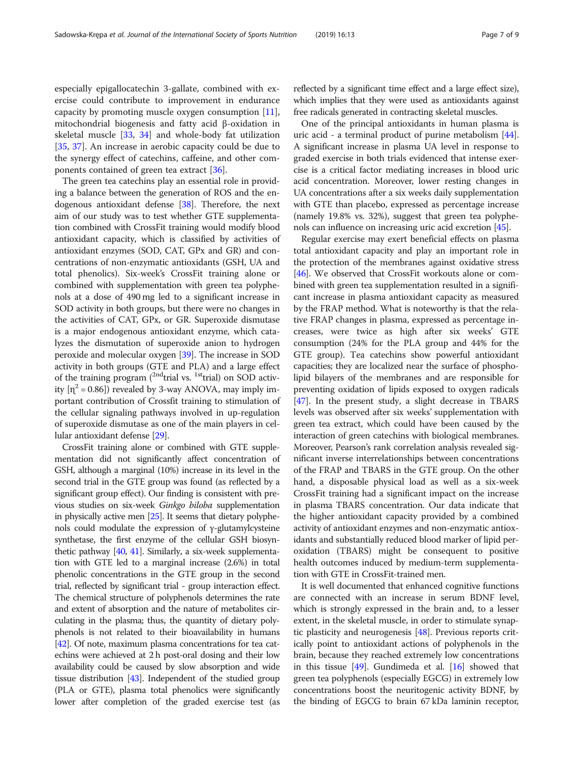especially epigallocatechin 3-gallate, combined with exercise could contribute to improvement in endurance capacity by promoting muscle oxygen consumption [11], mitochondrial biogenesis and fatty acid β-oxidation in skeletal muscle [33, 34] and whole-body fat utilization [35, 37]. An increase in aerobic capacity could be due to the synergy effect of catechins, caffeine, and other components contained of green tea extract [36].

The green tea catechins play an essential role in providing a balance between the generation of ROS and the endogenous antioxidant defense [38]. Therefore, the next aim of our study was to test whether GTE supplementation combined with CrossFit training would modify blood antioxidant capacity, which is classified by activities of antioxidant enzymes (SOD, CAT, GPx and GR) and concentrations of non-enzymatic antioxidants (GSH, UA and total phenolics). Six-week's CrossFit training alone or combined with supplementation with green tea polyphenols at a dose of 490 mg led to a significant increase in SOD activity in both groups, but there were no changes in the activities of CAT, GPx, or GR. Superoxide dismutase is a major endogenous antioxidant enzyme, which catalyzes the dismutation of superoxide anion to hydrogen peroxide and molecular oxygen [39]. The increase in SOD activity in both groups (GTE and PLA) and a large effect of the training program (2nd trial vs. 1st trial) on SOD activity [$\eta^2 = 0.86$]) revealed by 3-way ANOVA, may imply important contribution of Crossfit training to stimulation of the cellular signaling pathways involved in up-regulation of superoxide dismutase as one of the main players in cellular antioxidant defense [29].

CrossFit training alone or combined with GTE supplementation did not significantly affect concentration of GSH, although a marginal (10%) increase in its level in the second trial in the GTE group was found (as reflected by a significant group effect). Our finding is consistent with previous studies on six-week *Ginkgo biloba* supplementation in physically active men [25]. It seems that dietary polyphenols could modulate the expression of γ-glutamylcysteine synthetase, the first enzyme of the cellular GSH biosynthetic pathway [40, 41]. Similarly, a six-week supplementation with GTE led to a marginal increase (2.6%) in total phenolic concentrations in the GTE group in the second trial, reflected by significant trial - group interaction effect. The chemical structure of polyphenols determines the rate and extent of absorption and the nature of metabolites circulating in the plasma; thus, the quantity of dietary polyphenols is not related to their bioavailability in humans [42]. Of note, maximum plasma concentrations for tea catechins were achieved at 2 h post-oral dosing and their low availability could be caused by slow absorption and wide tissue distribution [43]. Independent of the studied group (PLA or GTE), plasma total phenolics were significantly lower after completion of the graded exercise test (as reflected by a significant time effect and a large effect size), which implies that they were used as antioxidants against free radicals generated in contracting skeletal muscles.

One of the principal antioxidants in human plasma is uric acid - a terminal product of purine metabolism [44]. A significant increase in plasma UA level in response to graded exercise in both trials evidenced that intense exercise is a critical factor mediating increases in blood uric acid concentration. Moreover, lower resting changes in UA concentrations after a six weeks daily supplementation with GTE than placebo, expressed as percentage increase (namely 19.8% vs. 32%), suggest that green tea polyphenols can influence on increasing uric acid excretion [45].

Regular exercise may exert beneficial effects on plasma total antioxidant capacity and play an important role in the protection of the membranes against oxidative stress [46]. We observed that CrossFit workouts alone or combined with green tea supplementation resulted in a significant increase in plasma antioxidant capacity as measured by the FRAP method. What is noteworthy is that the relative FRAP changes in plasma, expressed as percentage increases, were twice as high after six weeks' GTE consumption (24% for the PLA group and 44% for the GTE group). Tea catechins show powerful antioxidant capacities; they are localized near the surface of phospholipid bilayers of the membranes and are responsible for preventing oxidation of lipids exposed to oxygen radicals [47]. In the present study, a slight decrease in TBARS levels was observed after six weeks' supplementation with green tea extract, which could have been caused by the interaction of green catechins with biological membranes. Moreover, Pearson's rank correlation analysis revealed significant inverse interrelationships between concentrations of the FRAP and TBARS in the GTE group. On the other hand, a disposable physical load as well as a six-week CrossFit training had a significant impact on the increase in plasma TBARS concentration. Our data indicate that the higher antioxidant capacity provided by a combined activity of antioxidant enzymes and non-enzymatic antioxidants and substantially reduced blood marker of lipid peroxidation (TBARS) might be consequent to positive health outcomes induced by medium-term supplementation with GTE in CrossFit-trained men.

It is well documented that enhanced cognitive functions are connected with an increase in serum BDNF level, which is strongly expressed in the brain and, to a lesser extent, in the skeletal muscle, in order to stimulate synaptic plasticity and neurogenesis [48]. Previous reports critically point to antioxidant actions of polyphenols in the brain, because they reached extremely low concentrations in this tissue [49]. Gundimeda et al. [16] showed that green tea polyphenols (especially EGCG) in extremely low concentrations boost the neuritogenic activity BDNF, by the binding of EGCG to brain 67 kDa laminin receptor,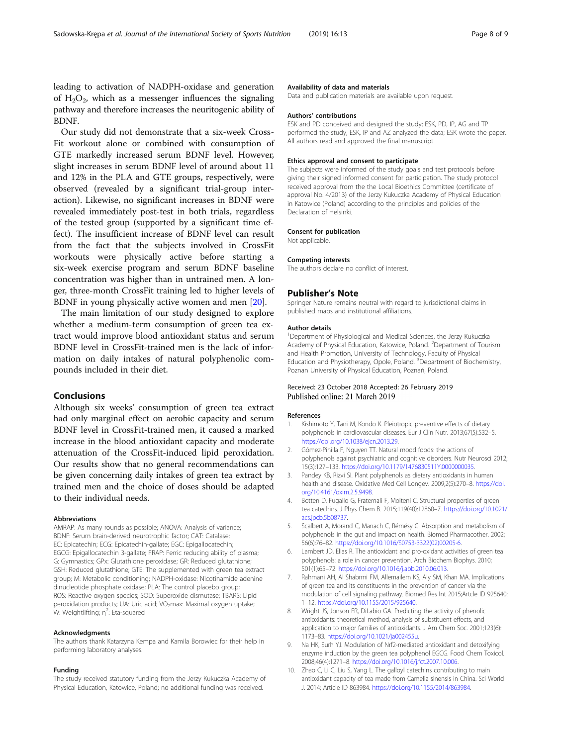leading to activation of NADPH-oxidase and generation of $H_2O_2$, which as a messenger influences the signaling pathway and therefore increases the neuritogenic ability of BDNF.

Our study did not demonstrate that a six-week CrossFit workout alone or combined with consumption of GTE markedly increased serum BDNF level. However, slight increases in serum BDNF level of around about 11 and 12% in the PLA and GTE groups, respectively, were observed (revealed by a significant trial-group interaction). Likewise, no significant increases in BDNF were revealed immediately post-test in both trials, regardless of the tested group (supported by a significant time effect). The insufficient increase of BDNF level can result from the fact that the subjects involved in CrossFit workouts were physically active before starting a six-week exercise program and serum BDNF baseline concentration was higher than in untrained men. A longer, three-month CrossFit training led to higher levels of BDNF in young physically active women and men [20].

The main limitation of our study designed to explore whether a medium-term consumption of green tea extract would improve blood antioxidant status and serum BDNF level in CrossFit-trained men is the lack of information on daily intakes of natural polyphenolic compounds included in their diet.

## Conclusions

Although six weeks' consumption of green tea extract had only marginal effect on aerobic capacity and serum BDNF level in CrossFit-trained men, it caused a marked increase in the blood antioxidant capacity and moderate attenuation of the CrossFit-induced lipid peroxidation. Our results show that no general recommendations can be given concerning daily intakes of green tea extract by trained men and the choice of doses should be adapted to their individual needs.

#### Abbreviations

AMRAP: As many rounds as possible; ANOVA: Analysis of variance; BDNF: Serum brain-derived neurotrophic factor; CAT: Catalase; EC: Epicatechin; ECG: Epicatechin-gallate; EGC: Epigallocatechin; EGCG: Epigallocatechin 3-gallate; FRAP: Ferric reducing ability of plasma; G: Gymnastics; GPx: Glutathione peroxidase; GR: Reduced glutathione; GSH: Reduced glutathione; GTE: The supplemented with green tea extract group; M: Metabolic conditioning; NADPH-oxidase: Nicotinamide adenine dinucleotide phosphate oxidase; PLA: The control placebo group; ROS: Reactive oxygen species; SOD: Superoxide dismutase; TBARS: Lipid peroxidation products; UA: Uric acid; $VO_2$max: Maximal oxygen uptake; W: Weightlifting; $\eta^2$: Eta-squared

#### Acknowledgments

The authors thank Katarzyna Kempa and Kamila Borowiec for their help in performing laboratory analyses.

#### Funding

The study received statutory funding from the Jerzy Kukuczka Academy of Physical Education, Katowice, Poland; no additional funding was received.

#### Availability of data and materials

Data and publication materials are available upon request.

#### Authors' contributions

ESK and PD conceived and designed the study; ESK, PD, IP, AG and TP performed the study; ESK, IP and AZ analyzed the data; ESK wrote the paper. All authors read and approved the final manuscript.

#### Ethics approval and consent to participate

The subjects were informed of the study goals and test protocols before giving their signed informed consent for participation. The study protocol received approval from the the Local Bioethics Committee (certificate of approval No. 4/2013) of the Jerzy Kukuczka Academy of Physical Education in Katowice (Poland) according to the principles and policies of the Declaration of Helsinki.

#### Consent for publication

Not applicable.

#### Competing interests

The authors declare no conflict of interest.

## Publisher's Note

Springer Nature remains neutral with regard to jurisdictional claims in published maps and institutional affiliations.

#### Author details

[1]Department of Physiological and Medical Sciences, the Jerzy Kukuczka Academy of Physical Education, Katowice, Poland. [2]Department of Tourism and Health Promotion, University of Technology, Faculty of Physical Education and Physiotherapy, Opole, Poland. [3]Department of Biochemistry, Poznan University of Physical Education, Poznań, Poland.

Received: 23 October 2018 Accepted: 26 February 2019
Published online: 21 March 2019

#### References

1. Kishimoto Y, Tani M, Kondo K. Pleiotropic preventive effects of dietary polyphenols in cardiovascular diseases. Eur J Clin Nutr. 2013;67(5):532–5. https://doi.org/10.1038/ejcn.2013.29.
2. Gómez-Pinilla F, Nguyen TT. Natural mood foods: the actions of polyphenols against psychiatric and cognitive disorders. Nutr Neurosci 2012; 15(3):127–133. https://doi.org/10.1179/1476830511Y.0000000035.
3. Pandey KB, Rizvi SI. Plant polyphenols as dietary antioxidants in human health and disease. Oxidative Med Cell Longev. 2009;2(5):270–8. https://doi.org/10.4161/oxim.2.5.9498.
4. Botten D, Fugallo G, Fraternali F, Molteni C. Structural properties of green tea catechins. J Phys Chem B. 2015;119(40):12860–7. https://doi.org/10.1021/acs.jpcb.5b08737.
5. Scalbert A, Morand C, Manach C, Rémésy C. Absorption and metabolism of polyphenols in the gut and impact on health. Biomed Pharmacother. 2002; 56(6):76–82. https://doi.org/10.1016/S0753-3322(02)00205-6.
6. Lambert JD, Elias R. The antioxidant and pro-oxidant activities of green tea polyphenols: a role in cancer prevention. Arch Biochem Biophys. 2010; 501(1):65–72. https://doi.org/10.1016/j.abb.2010.06.013.
7. Rahmani AH, Al Shabrmi FM, Allemailem KS, Aly SM, Khan MA. Implications of green tea and its constituents in the prevention of cancer via the modulation of cell signaling pathway. Biomed Res Int 2015;Artcle ID 925640: 1–12. https://doi.org/10.1155/2015/925640.
8. Wright JS, Jonson ER, DiLabio GA. Predicting the activity of phenolic antioxidants: theoretical method, analysis of substituent effects, and application to major families of antioxidants. J Am Chem Soc. 2001;123(6): 1173–83. https://doi.org/10.1021/ja002455u.
9. Na HK, Surh YJ. Modulation of Nrf2-mediated antioxidant and detoxifying enzyme induction by the green tea polyphenol EGCG. Food Chem Toxicol. 2008;46(4):1271–8. https://doi.org/10.1016/j.fct.2007.10.006.
10. Zhao C, Li C, Liu S, Yang L. The galloyl catechins contributing to main antioxidant capacity of tea made from Camelia sinensis in China. Sci World J. 2014; Article ID 863984. https://doi.org/10.1155/2014/863984.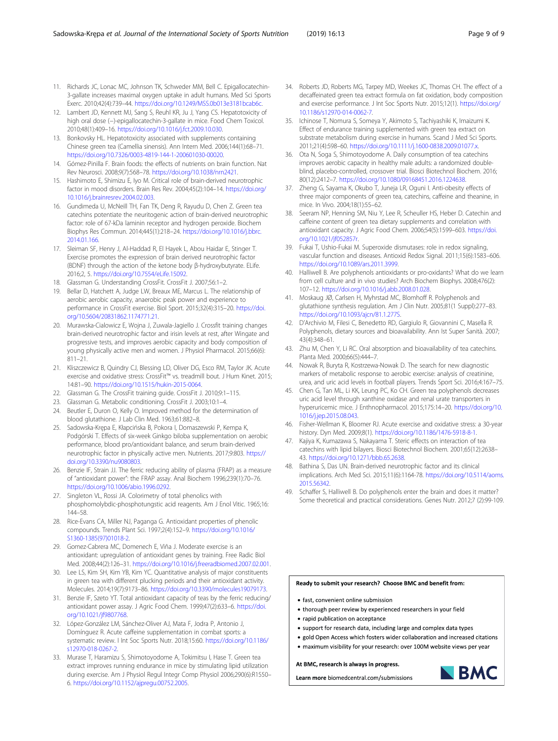11. Richards JC, Lonac MC, Johnson TK, Schweder MM, Bell C. Epigallocatechin-3-gallate increases maximal oxygen uptake in adult humans. Med Sci Sports Exerc. 2010;42(4):739–44. https://doi.org/10.1249/MSS.0b013e3181bcab6c.
12. Lambert JD, Kennett MJ, Sang S, Reuhl KR, Ju J, Yang CS. Hepatotoxicity of high oral dose (−)-epigallocatechin-3-gallate in mice. Food Chem Toxicol. 2010;48(1):409–16. https://doi.org/10.1016/j.fct.2009.10.030.
13. Bonkovsky HL. Hepatotoxicity associated with supplements containing Chinese green tea (Camellia sinensis). Ann Intern Med. 2006;144(1):68–71. https://doi.org/10.7326/0003-4819-144-1-200601030-00020.
14. Gómez-Pinilla F. Brain foods: the effects of nutrients on brain function. Nat Rev Neurosci. 2008;9(7):568–78. https://doi.org/10.1038/nrn2421.
15. Hashimoto E, Shimizu E, Iyo M. Critical role of brain-derived neurotrophic factor in mood disorders. Brain Res Rev. 2004;45(2):104–14. https://doi.org/10.1016/j.brainresrev.2004.02.003.
16. Gundimeda U, McNeill TH, Fan TK, Deng R, Rayudu D, Chen Z. Green tea catechins potentiate the neuritogenic action of brain-derived neurotrophic factor: role of 67-kDa laminin receptor and hydrogen peroxide. Biochem Biophys Res Commun. 2014;445(1):218–24. https://doi.org/10.1016/j.bbrc.2014.01.166.
17. Sleiman SF, Henry J, Al-Haddad R, El Hayek L, Abou Haidar E, Stinger T. Exercise promotes the expression of brain derived neurotrophic factor (BDNF) through the action of the ketone body β-hydroxybutyrate. ELife. 2016;2, 5. https://doi.org/10.7554/eLife.15092.
18. Glassman G. Understanding CrossFit. CrossFit J. 2007;56:1–2.
19. Bellar D, Hatchett A, Judge LW, Breaux ME, Marcus L. The relationship of aerobic aerobic capacity, anaerobic peak power and experience to performance in CrossFit exercise. Biol Sport. 2015;32(4):315–20. https://doi.org/10.5604/20831862.1174771.21.
20. Murawska-Cialowicz E, Wojna J, Zuwala-Jagiello J. Crossfit training changes brain-derived neurotrophic factor and irisin levels at rest, after Wingate and progressive tests, and improves aerobic capacity and body composition of young physically active men and women. J Physiol Pharmacol. 2015;66(6):811–21.
21. Kliszczewicz B, Quindry CJ, Blessing LD, Oliver DG, Esco RM, Taylor JK. Acute exercise and oxidative stress: CrossFit™ vs. treadmill bout. J Hum Kinet. 2015;14:81–90. https://doi.org/10.1515/hukin-2015-0064.
22. Glassman G. The CrossFit training guide. CrossFit J. 2010;9:1–115.
23. Glassman G. Metabolic conditioning. CrossFit J. 2003;10:1–4.
24. Beutler E, Duron O, Kelly O. Improved method for the determination of blood glutathione. J Lab Clin Med. 1963;61:882–8.
25. Sadowska-Krępa E, Kłapcińska B, Pokora I, Domaszewski P, Kempa K, Podgórski T. Effects of six-week Ginkgo biloba supplementation on aerobic performance, blood pro/antioxidant balance, and serum brain-derived neurotrophic factor in physically active men. Nutrients. 2017;9:803. https://doi.org/10.3390/nu9080803.
26. Benzie IF, Strain JJ. The ferric reducing ability of plasma (FRAP) as a measure of "antioxidant power": the FRAP assay. Anal Biochem 1996;239(1):70–76. https://doi.org/10.1006/abio.1996.0292.
27. Singleton VL, Rossi JA. Colorimetry of total phenolics with phosphomolybdic-phosphotungstic acid reagents. Am J Enol Vitic. 1965;16:144–58.
28. Rice-Evans CA, Miller NJ, Paganga G. Antioxidant properties of phenolic compounds. Trends Plant Sci. 1997;2(4):152–9. https://doi.org/10.1016/S1360-1385(97)01018-2.
29. Gomez-Cabrera MC, Domenech E, Viña J. Moderate exercise is an antioxidant: upregulation of antioxidant genes by training. Free Radic Biol Med. 2008;44(2):126–31. https://doi.org/10.1016/j.freeradbiomed.2007.02.001.
30. Lee LS, Kim SH, Kim YB, Kim YC. Quantitative analysis of major constituents in green tea with different plucking periods and their antioxidant activity. Molecules. 2014;19(7):9173–86. https://doi.org/10.3390/molecules19079173.
31. Benzie IF, Szeto YT. Total antioxidant capacity of teas by the ferric reducing/antioxidant power assay. J Agric Food Chem. 1999;47(2):633–6. https://doi.org/10.1021/jf9807768.
32. López-González LM, Sánchez-Oliver AJ, Mata F, Jodra P, Antonio J, Domínguez R. Acute caffeine supplementation in combat sports: a systematic review. J Int Soc Sports Nutr. 2018;15:60. https://doi.org/10.1186/s12970-018-0267-2.
33. Murase T, Haramizu S, Shimotoyodome A, Tokimitsu I, Hase T. Green tea extract improves running endurance in mice by stimulating lipid utilization during exercise. Am J Physiol Regul Integr Comp Physiol 2006;290(6):R1550–6. https://doi.org/10.1152/ajpregu.00752.2005.
34. Roberts JD, Roberts MG, Tarpey MD, Weekes JC, Thomas CH. The effect of a decaffeinated green tea extract formula on fat oxidation, body composition and exercise performance. J Int Soc Sports Nutr. 2015;12(1). https://doi.org/10.1186/s12970-014-0062-7.
35. Ichinose T, Nomura S, Someya Y, Akimoto S, Tachiyashiki K, Imaizumi K. Effect of endurance training supplemented with green tea extract on substrate metabolism during exercise in humans. Scand J Med Sci Sports. 2011;21(4):598–60. https://doi.org/10.1111/j.1600-0838.2009.01077.x.
36. Ota N, Soga S, Shimotoyodome A. Daily consumption of tea catechins improves aerobic capacity in healthy male adults: a randomized double-blind, placebo-controlled, crossover trial. Biosci Biotechnol Biochem. 2016;80(12):2412–7. https://doi.org/10.1080/09168451.2016.1224638.
37. Zheng G, Sayama K, Okubo T, Juneja LR, Oguni I. Anti-obesity effects of three major components of green tea, catechins, caffeine and theanine, in mice. In Vivo. 2004;18(1):55–62.
38. Seeram NP, Henning SM, Niu Y, Lee R, Scheuller HS, Heber D. Catechin and caffeine content of green tea dietary supplements and correlation with antioxidant capacity. J Agric Food Chem. 2006;54(5):1599–603. https://doi.org/10.1021/jf052857r.
39. Fukai T, Ushio-Fukai M. Superoxide dismutases: role in redox signaling, vascular function and diseases. Antioxid Redox Signal. 2011;15(6):1583–606. https://doi.org/10.1089/ars.2011.3999.
40. Halliwell B. Are polyphenols antioxidants or pro-oxidants? What do we learn from cell culture and in vivo studies? Arch Biochem Biophys. 2008;476(2):107–12. https://doi.org/10.1016/j.abb.2008.01.028.
41. Moskaug JØ, Carlsen H, Myhrstad MC, Blomhoff R. Polyphenols and glutathione synthesis regulation. Am J Clin Nutr. 2005;81(1 Suppl):277–83. https://doi.org/10.1093/ajcn/81.1.277S.
42. D'Archivio M, Filesi C, Benedetto RD, Gargiulo R, Giovannini C, Masella R. Polyphenols, dietary sources and bioavailability. Ann Ist Super Sanità. 2007;43(4):348–61.
43. Zhu M, Chen Y, Li RC. Oral absorption and bioavailability of tea catechins. Planta Med. 2000;66(5):444–7.
44. Nowak R, Buryta R, Kostrzewa-Nowak D. The search for new diagnostic markers of metabolic response to aerobic exercise: analysis of creatinine, urea, and uric acid levels in football players. Trends Sport Sci. 2016;4:167–75.
45. Chen G, Tan ML, Li KK, Leung PC, Ko CH. Green tea polyphenols decreases uric acid level through xanthine oxidase and renal urate transporters in hyperuricemic mice. J Enthnopharmacol. 2015;175:14–20. https://doi.org/10.1016/j.jep.2015.08.043.
46. Fisher-Wellman K, Bloomer RJ. Acute exercise and oxidative stress: a 30-year history. Dyn Med. 2009;8(1). https://doi.org/10.1186/1476-5918-8-1.
47. Kajiya K, Kumazawa S, Nakayama T. Steric effects on interaction of tea catechins with lipid bilayers. Biosci Biotechnol Biochem. 2001;65(12):2638–43. https://doi.org/10.1271/bbb.65.2638.
48. Bathina S, Das UN. Brain-derived neurotrophic factor and its clinical implications. Arch Med Sci. 2015;11(6):1164-78. https://doi.org/10.5114/aoms.2015.56342.
49. Schaffer S, Halliwell B. Do polyphenols enter the brain and does it matter? Some theoretical and practical considerations. Genes Nutr. 2012;7 (2):99-109.

**Ready to submit your research? Choose BMC and benefit from:**

- fast, convenient online submission
- thorough peer review by experienced researchers in your field
- rapid publication on acceptance
- support for research data, including large and complex data types
- gold Open Access which fosters wider collaboration and increased citations
- maximum visibility for your research: over 100M website views per year

**At BMC, research is always in progress.**

**Learn more** biomedcentral.com/submissions

BMC